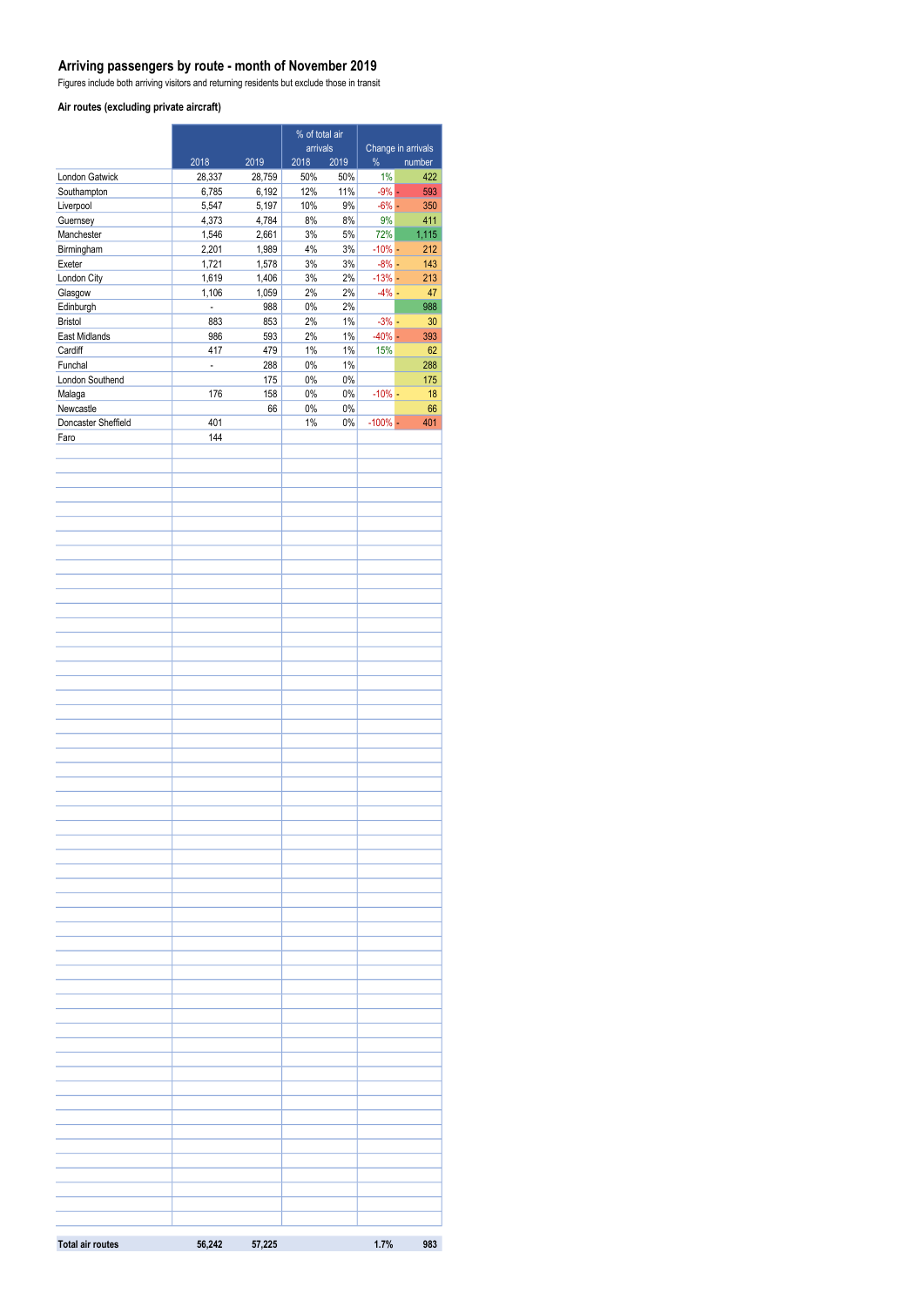## Arriving passengers by route - month of November 2019

Figures include both arriving visitors and returning residents but exclude those in transit

### Air routes (excluding private aircraft)

| | | | % of total air arrivals | | Change in arrivals | |
|---|---|---|---|---|---|---|
| | 2018 | 2019 | 2018 | 2019 | % | number |
| London Gatwick | 28,337 | 28,759 | 50% | 50% | 1% | 422 |
| Southampton | 6,785 | 6,192 | 12% | 11% | -9% | - 593 |
| Liverpool | 5,547 | 5,197 | 10% | 9% | -6% | - 350 |
| Guernsey | 4,373 | 4,784 | 8% | 8% | 9% | 411 |
| Manchester | 1,546 | 2,661 | 3% | 5% | 72% | 1,115 |
| Birmingham | 2,201 | 1,989 | 4% | 3% | -10% | - 212 |
| Exeter | 1,721 | 1,578 | 3% | 3% | -8% | - 143 |
| London City | 1,619 | 1,406 | 3% | 2% | -13% | - 213 |
| Glasgow | 1,106 | 1,059 | 2% | 2% | -4% | - 47 |
| Edinburgh | - | 988 | 0% | 2% | | 988 |
| Bristol | 883 | 853 | 2% | 1% | -3% | - 30 |
| East Midlands | 986 | 593 | 2% | 1% | -40% | - 393 |
| Cardiff | 417 | 479 | 1% | 1% | 15% | 62 |
| Funchal | - | 288 | 0% | 1% | | 288 |
| London Southend | | 175 | 0% | 0% | | 175 |
| Malaga | 176 | 158 | 0% | 0% | -10% | - 18 |
| Newcastle | | 66 | 0% | 0% | | 66 |
| Doncaster Sheffield | 401 | | 1% | 0% | -100% | - 401 |
| Faro | 144 | | | | | |
| **Total air routes** | **56,242** | **57,225** | | | **1.7%** | **983** |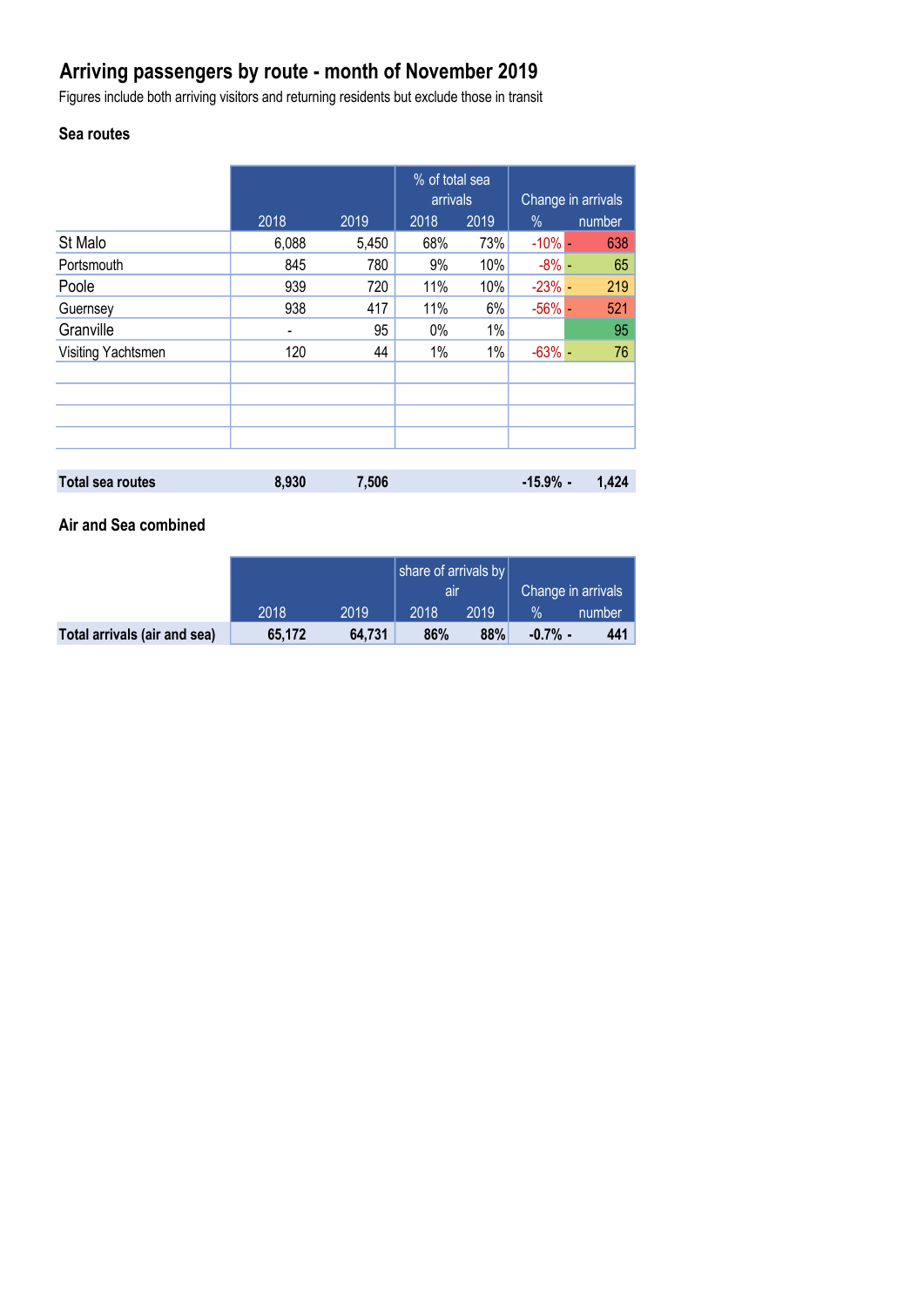# Arriving passengers by route - month of November 2019

Figures include both arriving visitors and returning residents but exclude those in transit

## Sea routes

| | | | % of total sea arrivals | | Change in arrivals | |
|---|---|---|---|---|---|---|
| | 2018 | 2019 | 2018 | 2019 | % | number |
| St Malo | 6,088 | 5,450 | 68% | 73% | -10% | - 638 |
| Portsmouth | 845 | 780 | 9% | 10% | -8% | - 65 |
| Poole | 939 | 720 | 11% | 10% | -23% | - 219 |
| Guernsey | 938 | 417 | 11% | 6% | -56% | - 521 |
| Granville | - | 95 | 0% | 1% | | 95 |
| Visiting Yachtsmen | 120 | 44 | 1% | 1% | -63% | - 76 |
| **Total sea routes** | **8,930** | **7,506** | | | **-15.9%** | **- 1,424** |

## Air and Sea combined

| | | | share of arrivals by air | | Change in arrivals | |
|---|---|---|---|---|---|---|
| | 2018 | 2019 | 2018 | 2019 | % | number |
| **Total arrivals (air and sea)** | **65,172** | **64,731** | **86%** | **88%** | **-0.7%** | **- 441** |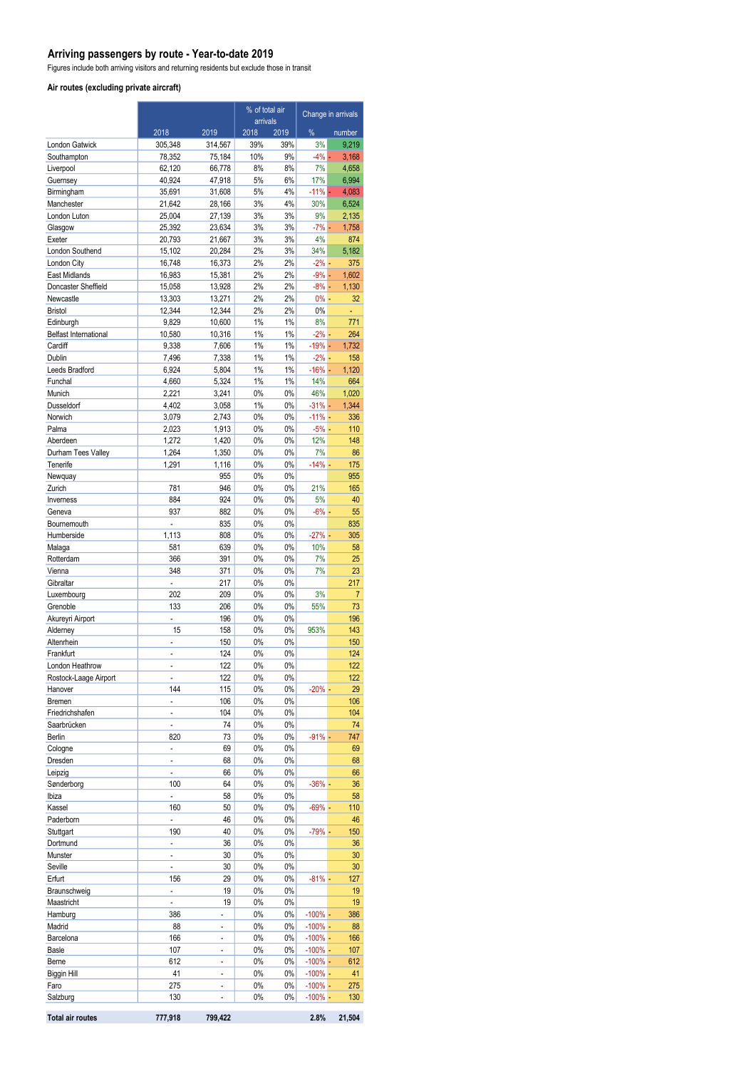# Arriving passengers by route - Year-to-date 2019

Figures include both arriving visitors and returning residents but exclude those in transit

### Air routes (excluding private aircraft)

| | | | % of total air arrivals | | Change in arrivals | |
|---|---|---|---|---|---|---|
| | 2018 | 2019 | 2018 | 2019 | % | number |
| London Gatwick | 305,348 | 314,567 | 39% | 39% | 3% | 9,219 |
| Southampton | 78,352 | 75,184 | 10% | 9% | -4% | - 3,168 |
| Liverpool | 62,120 | 66,778 | 8% | 8% | 7% | 4,658 |
| Guernsey | 40,924 | 47,918 | 5% | 6% | 17% | 6,994 |
| Birmingham | 35,691 | 31,608 | 5% | 4% | -11% | - 4,083 |
| Manchester | 21,642 | 28,166 | 3% | 4% | 30% | 6,524 |
| London Luton | 25,004 | 27,139 | 3% | 3% | 9% | 2,135 |
| Glasgow | 25,392 | 23,634 | 3% | 3% | -7% | - 1,758 |
| Exeter | 20,793 | 21,667 | 3% | 3% | 4% | 874 |
| London Southend | 15,102 | 20,284 | 2% | 3% | 34% | 5,182 |
| London City | 16,748 | 16,373 | 2% | 2% | -2% | - 375 |
| East Midlands | 16,983 | 15,381 | 2% | 2% | -9% | - 1,602 |
| Doncaster Sheffield | 15,058 | 13,928 | 2% | 2% | -8% | - 1,130 |
| Newcastle | 13,303 | 13,271 | 2% | 2% | 0% | - 32 |
| Bristol | 12,344 | 12,344 | 2% | 2% | 0% | - |
| Edinburgh | 9,829 | 10,600 | 1% | 1% | 8% | 771 |
| Belfast International | 10,580 | 10,316 | 1% | 1% | -2% | - 264 |
| Cardiff | 9,338 | 7,606 | 1% | 1% | -19% | - 1,732 |
| Dublin | 7,496 | 7,338 | 1% | 1% | -2% | - 158 |
| Leeds Bradford | 6,924 | 5,804 | 1% | 1% | -16% | - 1,120 |
| Funchal | 4,660 | 5,324 | 1% | 1% | 14% | 664 |
| Munich | 2,221 | 3,241 | 0% | 0% | 46% | 1,020 |
| Dusseldorf | 4,402 | 3,058 | 1% | 0% | -31% | - 1,344 |
| Norwich | 3,079 | 2,743 | 0% | 0% | -11% | - 336 |
| Palma | 2,023 | 1,913 | 0% | 0% | -5% | - 110 |
| Aberdeen | 1,272 | 1,420 | 0% | 0% | 12% | 148 |
| Durham Tees Valley | 1,264 | 1,350 | 0% | 0% | 7% | 86 |
| Tenerife | 1,291 | 1,116 | 0% | 0% | -14% | - 175 |
| Newquay | | 955 | 0% | 0% | | 955 |
| Zurich | 781 | 946 | 0% | 0% | 21% | 165 |
| Inverness | 884 | 924 | 0% | 0% | 5% | 40 |
| Geneva | 937 | 882 | 0% | 0% | -6% | - 55 |
| Bournemouth | - | 835 | 0% | 0% | | 835 |
| Humberside | 1,113 | 808 | 0% | 0% | -27% | - 305 |
| Malaga | 581 | 639 | 0% | 0% | 10% | 58 |
| Rotterdam | 366 | 391 | 0% | 0% | 7% | 25 |
| Vienna | 348 | 371 | 0% | 0% | 7% | 23 |
| Gibraltar | - | 217 | 0% | 0% | | 217 |
| Luxembourg | 202 | 209 | 0% | 0% | 3% | 7 |
| Grenoble | 133 | 206 | 0% | 0% | 55% | 73 |
| Akureyri Airport | - | 196 | 0% | 0% | | 196 |
| Alderney | 15 | 158 | 0% | 0% | 953% | 143 |
| Altenrhein | - | 150 | 0% | 0% | | 150 |
| Frankfurt | - | 124 | 0% | 0% | | 124 |
| London Heathrow | - | 122 | 0% | 0% | | 122 |
| Rostock-Laage Airport | - | 122 | 0% | 0% | | 122 |
| Hanover | 144 | 115 | 0% | 0% | -20% | - 29 |
| Bremen | - | 106 | 0% | 0% | | 106 |
| Friedrichshafen | - | 104 | 0% | 0% | | 104 |
| Saarbrücken | - | 74 | 0% | 0% | | 74 |
| Berlin | 820 | 73 | 0% | 0% | -91% | - 747 |
| Cologne | - | 69 | 0% | 0% | | 69 |
| Dresden | - | 68 | 0% | 0% | | 68 |
| Leipzig | - | 66 | 0% | 0% | | 66 |
| Sønderborg | 100 | 64 | 0% | 0% | -36% | - 36 |
| Ibiza | - | 58 | 0% | 0% | | 58 |
| Kassel | 160 | 50 | 0% | 0% | -69% | - 110 |
| Paderborn | - | 46 | 0% | 0% | | 46 |
| Stuttgart | 190 | 40 | 0% | 0% | -79% | - 150 |
| Dortmund | - | 36 | 0% | 0% | | 36 |
| Munster | - | 30 | 0% | 0% | | 30 |
| Seville | - | 30 | 0% | 0% | | 30 |
| Erfurt | 156 | 29 | 0% | 0% | -81% | - 127 |
| Braunschweig | - | 19 | 0% | 0% | | 19 |
| Maastricht | - | 19 | 0% | 0% | | 19 |
| Hamburg | 386 | - | 0% | 0% | -100% | - 386 |
| Madrid | 88 | - | 0% | 0% | -100% | - 88 |
| Barcelona | 166 | - | 0% | 0% | -100% | - 166 |
| Basle | 107 | - | 0% | 0% | -100% | - 107 |
| Berne | 612 | - | 0% | 0% | -100% | - 612 |
| Biggin Hill | 41 | - | 0% | 0% | -100% | - 41 |
| Faro | 275 | - | 0% | 0% | -100% | - 275 |
| Salzburg | 130 | - | 0% | 0% | -100% | - 130 |
| **Total air routes** | **777,918** | **799,422** | | | **2.8%** | **21,504** |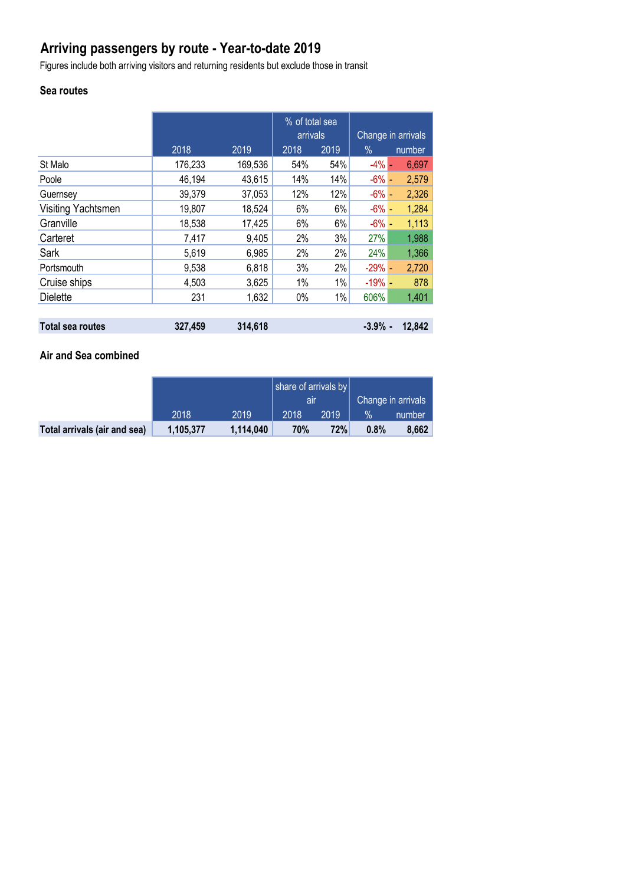# Arriving passengers by route - Year-to-date 2019

Figures include both arriving visitors and returning residents but exclude those in transit

## Sea routes

| | | | % of total sea arrivals | | Change in arrivals | |
|---|---|---|---|---|---|---|
| | 2018 | 2019 | 2018 | 2019 | % | number |
| St Malo | 176,233 | 169,536 | 54% | 54% | -4% | - 6,697 |
| Poole | 46,194 | 43,615 | 14% | 14% | -6% | - 2,579 |
| Guernsey | 39,379 | 37,053 | 12% | 12% | -6% | - 2,326 |
| Visiting Yachtsmen | 19,807 | 18,524 | 6% | 6% | -6% | - 1,284 |
| Granville | 18,538 | 17,425 | 6% | 6% | -6% | - 1,113 |
| Carteret | 7,417 | 9,405 | 2% | 3% | 27% | 1,988 |
| Sark | 5,619 | 6,985 | 2% | 2% | 24% | 1,366 |
| Portsmouth | 9,538 | 6,818 | 3% | 2% | -29% | - 2,720 |
| Cruise ships | 4,503 | 3,625 | 1% | 1% | -19% | - 878 |
| Dielette | 231 | 1,632 | 0% | 1% | 606% | 1,401 |
| **Total sea routes** | **327,459** | **314,618** | | | **-3.9%** | **- 12,842** |

## Air and Sea combined

| | | | share of arrivals by air | | Change in arrivals | |
|---|---|---|---|---|---|---|
| | 2018 | 2019 | 2018 | 2019 | % | number |
| **Total arrivals (air and sea)** | **1,105,377** | **1,114,040** | **70%** | **72%** | **0.8%** | **8,662** |